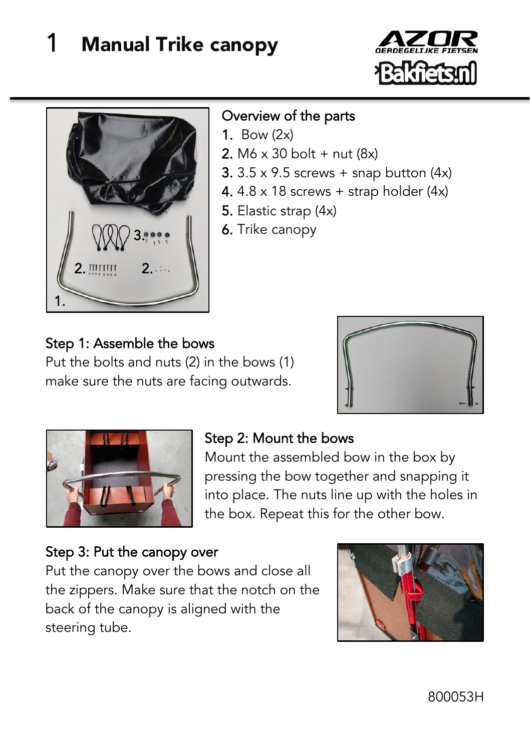# 1 Manual Trike canopy

## Overview of the parts

1. Bow (2x)
2. M6 x 30 bolt + nut (8x)
3. 3.5 x 9.5 screws + snap button (4x)
4. 4.8 x 18 screws + strap holder (4x)
5. Elastic strap (4x)
6. Trike canopy

## Step 1: Assemble the bows

Put the bolts and nuts (2) in the bows (1) make sure the nuts are facing outwards.

## Step 2: Mount the bows

Mount the assembled bow in the box by pressing the bow together and snapping it into place. The nuts line up with the holes in the box. Repeat this for the other bow.

## Step 3: Put the canopy over

Put the canopy over the bows and close all the zippers. Make sure that the notch on the back of the canopy is aligned with the steering tube.

800053H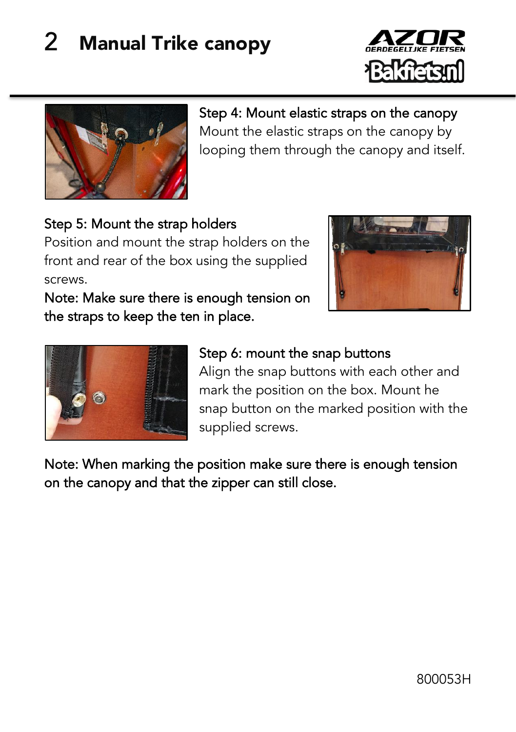## 2 Manual Trike canopy

**Step 4: Mount elastic straps on the canopy**
Mount the elastic straps on the canopy by looping them through the canopy and itself.

**Step 5: Mount the strap holders**
Position and mount the strap holders on the front and rear of the box using the supplied screws.
Note: Make sure there is enough tension on the straps to keep the ten in place.

**Step 6: mount the snap buttons**
Align the snap buttons with each other and mark the position on the box. Mount he snap button on the marked position with the supplied screws.

Note: When marking the position make sure there is enough tension on the canopy and that the zipper can still close.

800053H